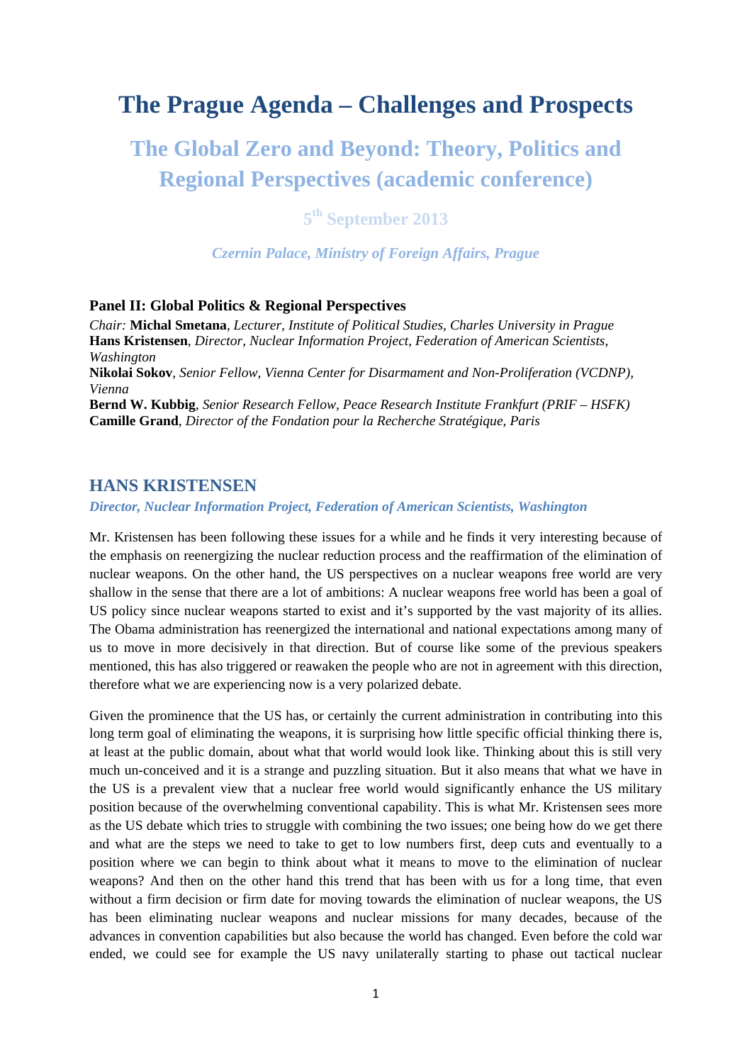# The Prague Agenda – Challenges and Prospects

## The Global Zero and Beyond: Theory, Politics and Regional Perspectives (academic conference)

### 5th September 2013

*Czernin Palace, Ministry of Foreign Affairs, Prague*

**Panel II: Global Politics & Regional Perspectives**

*Chair:* **Michal Smetana**, *Lecturer, Institute of Political Studies, Charles University in Prague*
**Hans Kristensen**, *Director, Nuclear Information Project, Federation of American Scientists, Washington*
**Nikolai Sokov**, *Senior Fellow, Vienna Center for Disarmament and Non-Proliferation (VCDNP), Vienna*
**Bernd W. Kubbig**, *Senior Research Fellow, Peace Research Institute Frankfurt (PRIF – HSFK)*
**Camille Grand**, *Director of the Fondation pour la Recherche Stratégique, Paris*

## HANS KRISTENSEN

*Director, Nuclear Information Project, Federation of American Scientists, Washington*

Mr. Kristensen has been following these issues for a while and he finds it very interesting because of the emphasis on reenergizing the nuclear reduction process and the reaffirmation of the elimination of nuclear weapons. On the other hand, the US perspectives on a nuclear weapons free world are very shallow in the sense that there are a lot of ambitions: A nuclear weapons free world has been a goal of US policy since nuclear weapons started to exist and it's supported by the vast majority of its allies. The Obama administration has reenergized the international and national expectations among many of us to move in more decisively in that direction. But of course like some of the previous speakers mentioned, this has also triggered or reawaken the people who are not in agreement with this direction, therefore what we are experiencing now is a very polarized debate.

Given the prominence that the US has, or certainly the current administration in contributing into this long term goal of eliminating the weapons, it is surprising how little specific official thinking there is, at least at the public domain, about what that world would look like. Thinking about this is still very much un-conceived and it is a strange and puzzling situation. But it also means that what we have in the US is a prevalent view that a nuclear free world would significantly enhance the US military position because of the overwhelming conventional capability. This is what Mr. Kristensen sees more as the US debate which tries to struggle with combining the two issues; one being how do we get there and what are the steps we need to take to get to low numbers first, deep cuts and eventually to a position where we can begin to think about what it means to move to the elimination of nuclear weapons? And then on the other hand this trend that has been with us for a long time, that even without a firm decision or firm date for moving towards the elimination of nuclear weapons, the US has been eliminating nuclear weapons and nuclear missions for many decades, because of the advances in convention capabilities but also because the world has changed. Even before the cold war ended, we could see for example the US navy unilaterally starting to phase out tactical nuclear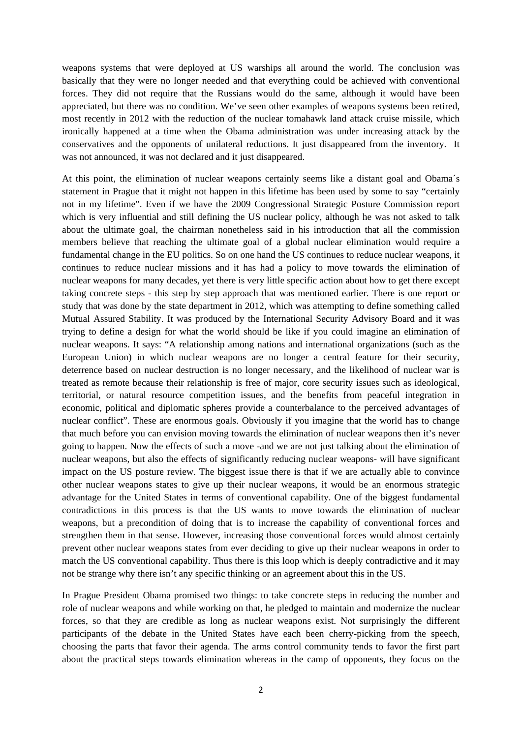weapons systems that were deployed at US warships all around the world. The conclusion was basically that they were no longer needed and that everything could be achieved with conventional forces. They did not require that the Russians would do the same, although it would have been appreciated, but there was no condition. We've seen other examples of weapons systems been retired, most recently in 2012 with the reduction of the nuclear tomahawk land attack cruise missile, which ironically happened at a time when the Obama administration was under increasing attack by the conservatives and the opponents of unilateral reductions. It just disappeared from the inventory. It was not announced, it was not declared and it just disappeared.

At this point, the elimination of nuclear weapons certainly seems like a distant goal and Obama´s statement in Prague that it might not happen in this lifetime has been used by some to say "certainly not in my lifetime". Even if we have the 2009 Congressional Strategic Posture Commission report which is very influential and still defining the US nuclear policy, although he was not asked to talk about the ultimate goal, the chairman nonetheless said in his introduction that all the commission members believe that reaching the ultimate goal of a global nuclear elimination would require a fundamental change in the EU politics. So on one hand the US continues to reduce nuclear weapons, it continues to reduce nuclear missions and it has had a policy to move towards the elimination of nuclear weapons for many decades, yet there is very little specific action about how to get there except taking concrete steps - this step by step approach that was mentioned earlier. There is one report or study that was done by the state department in 2012, which was attempting to define something called Mutual Assured Stability. It was produced by the International Security Advisory Board and it was trying to define a design for what the world should be like if you could imagine an elimination of nuclear weapons. It says: "A relationship among nations and international organizations (such as the European Union) in which nuclear weapons are no longer a central feature for their security, deterrence based on nuclear destruction is no longer necessary, and the likelihood of nuclear war is treated as remote because their relationship is free of major, core security issues such as ideological, territorial, or natural resource competition issues, and the benefits from peaceful integration in economic, political and diplomatic spheres provide a counterbalance to the perceived advantages of nuclear conflict". These are enormous goals. Obviously if you imagine that the world has to change that much before you can envision moving towards the elimination of nuclear weapons then it's never going to happen. Now the effects of such a move -and we are not just talking about the elimination of nuclear weapons, but also the effects of significantly reducing nuclear weapons- will have significant impact on the US posture review. The biggest issue there is that if we are actually able to convince other nuclear weapons states to give up their nuclear weapons, it would be an enormous strategic advantage for the United States in terms of conventional capability. One of the biggest fundamental contradictions in this process is that the US wants to move towards the elimination of nuclear weapons, but a precondition of doing that is to increase the capability of conventional forces and strengthen them in that sense. However, increasing those conventional forces would almost certainly prevent other nuclear weapons states from ever deciding to give up their nuclear weapons in order to match the US conventional capability. Thus there is this loop which is deeply contradictive and it may not be strange why there isn't any specific thinking or an agreement about this in the US.

In Prague President Obama promised two things: to take concrete steps in reducing the number and role of nuclear weapons and while working on that, he pledged to maintain and modernize the nuclear forces, so that they are credible as long as nuclear weapons exist. Not surprisingly the different participants of the debate in the United States have each been cherry-picking from the speech, choosing the parts that favor their agenda. The arms control community tends to favor the first part about the practical steps towards elimination whereas in the camp of opponents, they focus on the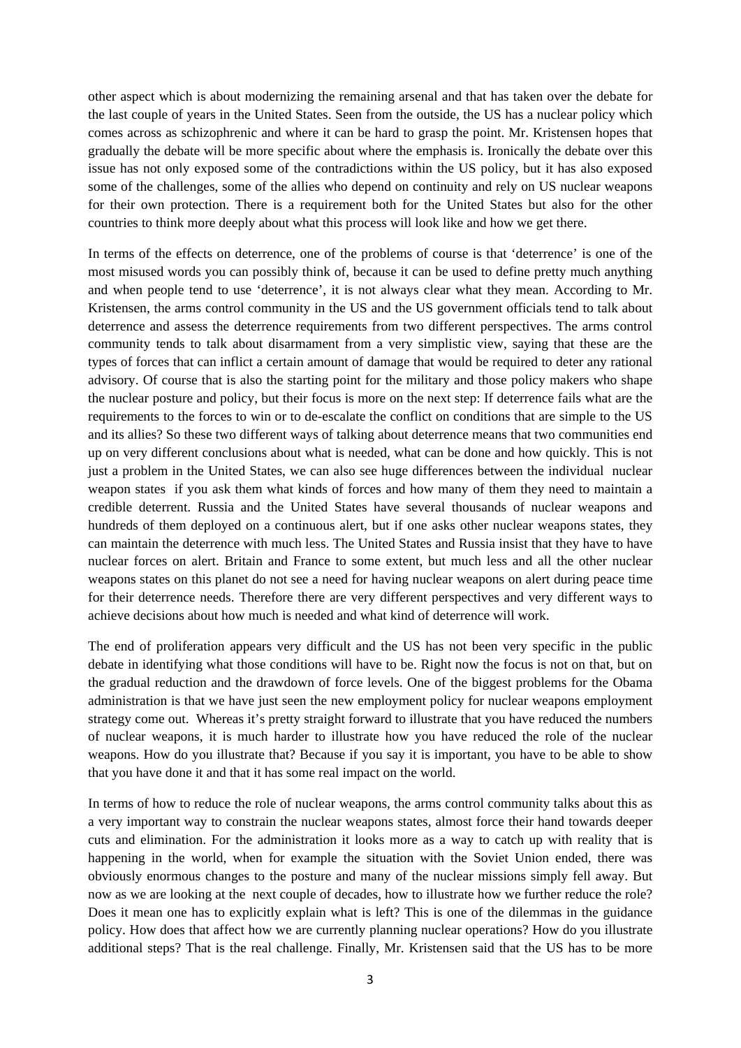other aspect which is about modernizing the remaining arsenal and that has taken over the debate for the last couple of years in the United States. Seen from the outside, the US has a nuclear policy which comes across as schizophrenic and where it can be hard to grasp the point. Mr. Kristensen hopes that gradually the debate will be more specific about where the emphasis is. Ironically the debate over this issue has not only exposed some of the contradictions within the US policy, but it has also exposed some of the challenges, some of the allies who depend on continuity and rely on US nuclear weapons for their own protection. There is a requirement both for the United States but also for the other countries to think more deeply about what this process will look like and how we get there.

In terms of the effects on deterrence, one of the problems of course is that 'deterrence' is one of the most misused words you can possibly think of, because it can be used to define pretty much anything and when people tend to use 'deterrence', it is not always clear what they mean. According to Mr. Kristensen, the arms control community in the US and the US government officials tend to talk about deterrence and assess the deterrence requirements from two different perspectives. The arms control community tends to talk about disarmament from a very simplistic view, saying that these are the types of forces that can inflict a certain amount of damage that would be required to deter any rational advisory. Of course that is also the starting point for the military and those policy makers who shape the nuclear posture and policy, but their focus is more on the next step: If deterrence fails what are the requirements to the forces to win or to de-escalate the conflict on conditions that are simple to the US and its allies? So these two different ways of talking about deterrence means that two communities end up on very different conclusions about what is needed, what can be done and how quickly. This is not just a problem in the United States, we can also see huge differences between the individual nuclear weapon states if you ask them what kinds of forces and how many of them they need to maintain a credible deterrent. Russia and the United States have several thousands of nuclear weapons and hundreds of them deployed on a continuous alert, but if one asks other nuclear weapons states, they can maintain the deterrence with much less. The United States and Russia insist that they have to have nuclear forces on alert. Britain and France to some extent, but much less and all the other nuclear weapons states on this planet do not see a need for having nuclear weapons on alert during peace time for their deterrence needs. Therefore there are very different perspectives and very different ways to achieve decisions about how much is needed and what kind of deterrence will work.

The end of proliferation appears very difficult and the US has not been very specific in the public debate in identifying what those conditions will have to be. Right now the focus is not on that, but on the gradual reduction and the drawdown of force levels. One of the biggest problems for the Obama administration is that we have just seen the new employment policy for nuclear weapons employment strategy come out. Whereas it's pretty straight forward to illustrate that you have reduced the numbers of nuclear weapons, it is much harder to illustrate how you have reduced the role of the nuclear weapons. How do you illustrate that? Because if you say it is important, you have to be able to show that you have done it and that it has some real impact on the world.

In terms of how to reduce the role of nuclear weapons, the arms control community talks about this as a very important way to constrain the nuclear weapons states, almost force their hand towards deeper cuts and elimination. For the administration it looks more as a way to catch up with reality that is happening in the world, when for example the situation with the Soviet Union ended, there was obviously enormous changes to the posture and many of the nuclear missions simply fell away. But now as we are looking at the next couple of decades, how to illustrate how we further reduce the role? Does it mean one has to explicitly explain what is left? This is one of the dilemmas in the guidance policy. How does that affect how we are currently planning nuclear operations? How do you illustrate additional steps? That is the real challenge. Finally, Mr. Kristensen said that the US has to be more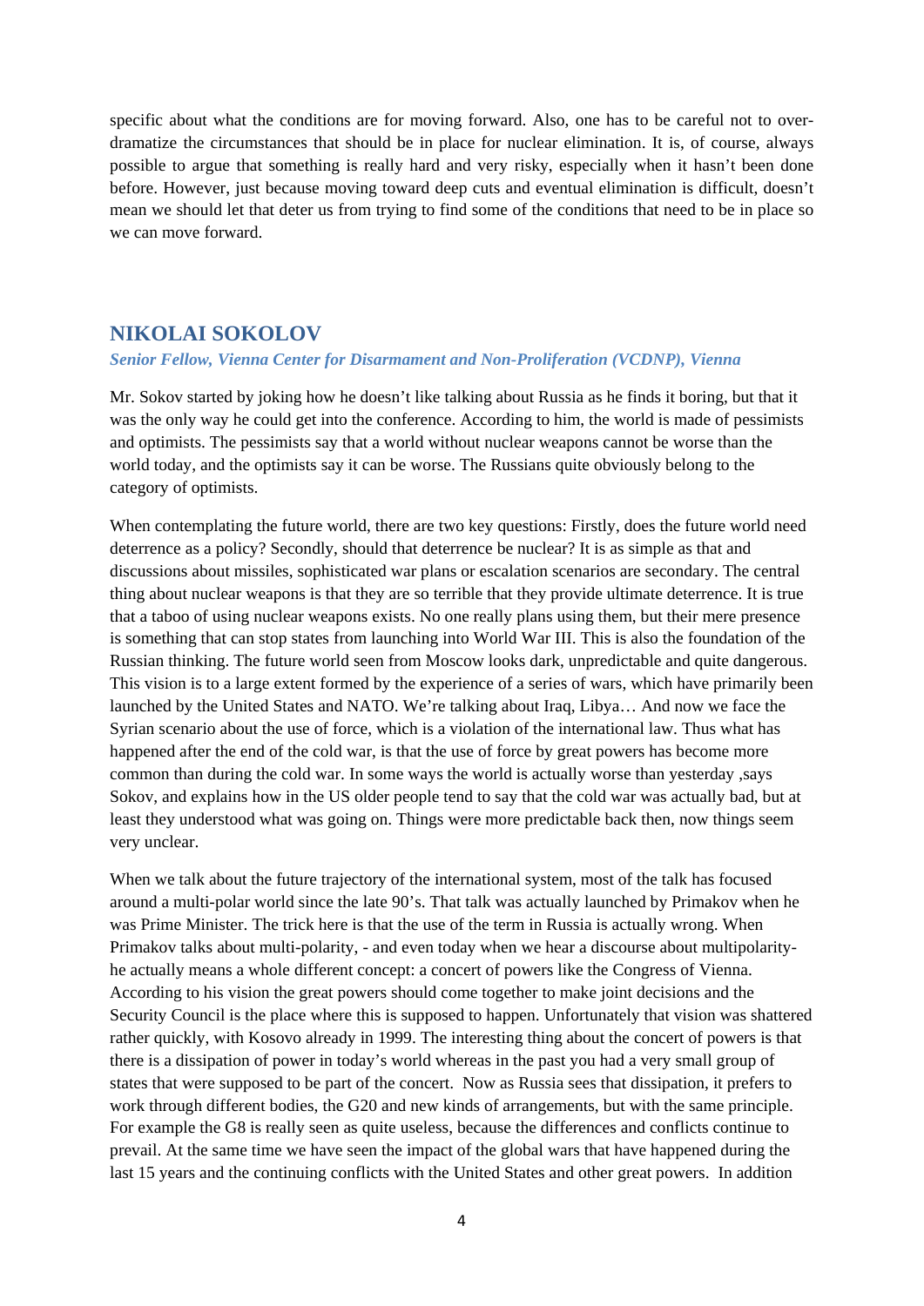specific about what the conditions are for moving forward. Also, one has to be careful not to over-dramatize the circumstances that should be in place for nuclear elimination. It is, of course, always possible to argue that something is really hard and very risky, especially when it hasn't been done before. However, just because moving toward deep cuts and eventual elimination is difficult, doesn't mean we should let that deter us from trying to find some of the conditions that need to be in place so we can move forward.

## NIKOLAI SOKOLOV

***Senior Fellow, Vienna Center for Disarmament and Non-Proliferation (VCDNP), Vienna***

Mr. Sokov started by joking how he doesn't like talking about Russia as he finds it boring, but that it was the only way he could get into the conference. According to him, the world is made of pessimists and optimists. The pessimists say that a world without nuclear weapons cannot be worse than the world today, and the optimists say it can be worse. The Russians quite obviously belong to the category of optimists.

When contemplating the future world, there are two key questions: Firstly, does the future world need deterrence as a policy? Secondly, should that deterrence be nuclear? It is as simple as that and discussions about missiles, sophisticated war plans or escalation scenarios are secondary. The central thing about nuclear weapons is that they are so terrible that they provide ultimate deterrence. It is true that a taboo of using nuclear weapons exists. No one really plans using them, but their mere presence is something that can stop states from launching into World War III. This is also the foundation of the Russian thinking. The future world seen from Moscow looks dark, unpredictable and quite dangerous. This vision is to a large extent formed by the experience of a series of wars, which have primarily been launched by the United States and NATO. We're talking about Iraq, Libya… And now we face the Syrian scenario about the use of force, which is a violation of the international law. Thus what has happened after the end of the cold war, is that the use of force by great powers has become more common than during the cold war. In some ways the world is actually worse than yesterday ,says Sokov, and explains how in the US older people tend to say that the cold war was actually bad, but at least they understood what was going on. Things were more predictable back then, now things seem very unclear.

When we talk about the future trajectory of the international system, most of the talk has focused around a multi-polar world since the late 90's. That talk was actually launched by Primakov when he was Prime Minister. The trick here is that the use of the term in Russia is actually wrong. When Primakov talks about multi-polarity, - and even today when we hear a discourse about multipolarity- he actually means a whole different concept: a concert of powers like the Congress of Vienna. According to his vision the great powers should come together to make joint decisions and the Security Council is the place where this is supposed to happen. Unfortunately that vision was shattered rather quickly, with Kosovo already in 1999. The interesting thing about the concert of powers is that there is a dissipation of power in today's world whereas in the past you had a very small group of states that were supposed to be part of the concert. Now as Russia sees that dissipation, it prefers to work through different bodies, the G20 and new kinds of arrangements, but with the same principle. For example the G8 is really seen as quite useless, because the differences and conflicts continue to prevail. At the same time we have seen the impact of the global wars that have happened during the last 15 years and the continuing conflicts with the United States and other great powers. In addition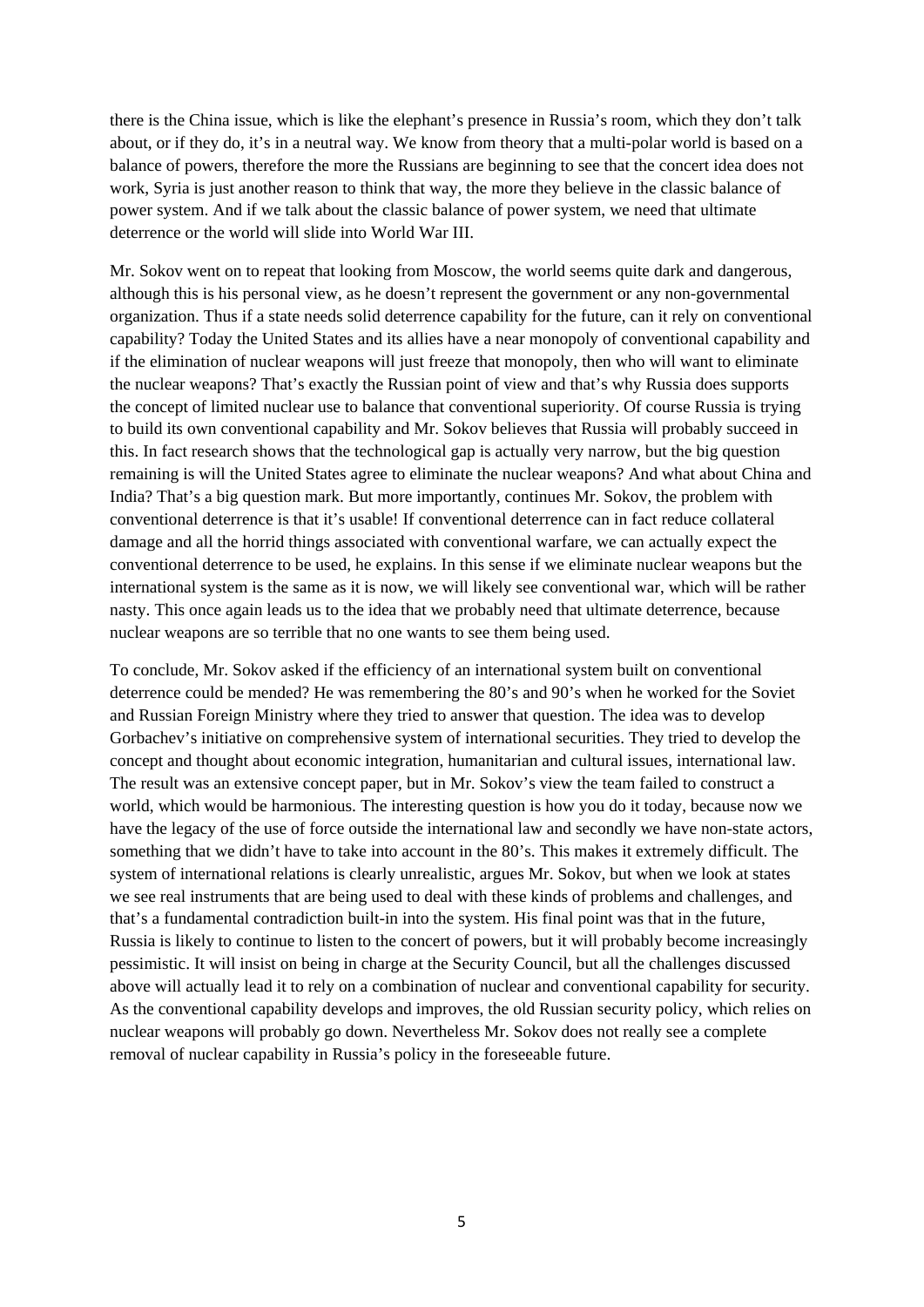there is the China issue, which is like the elephant's presence in Russia's room, which they don't talk about, or if they do, it's in a neutral way. We know from theory that a multi-polar world is based on a balance of powers, therefore the more the Russians are beginning to see that the concert idea does not work, Syria is just another reason to think that way, the more they believe in the classic balance of power system. And if we talk about the classic balance of power system, we need that ultimate deterrence or the world will slide into World War III.

Mr. Sokov went on to repeat that looking from Moscow, the world seems quite dark and dangerous, although this is his personal view, as he doesn't represent the government or any non-governmental organization. Thus if a state needs solid deterrence capability for the future, can it rely on conventional capability? Today the United States and its allies have a near monopoly of conventional capability and if the elimination of nuclear weapons will just freeze that monopoly, then who will want to eliminate the nuclear weapons? That's exactly the Russian point of view and that's why Russia does supports the concept of limited nuclear use to balance that conventional superiority. Of course Russia is trying to build its own conventional capability and Mr. Sokov believes that Russia will probably succeed in this. In fact research shows that the technological gap is actually very narrow, but the big question remaining is will the United States agree to eliminate the nuclear weapons? And what about China and India? That's a big question mark. But more importantly, continues Mr. Sokov, the problem with conventional deterrence is that it's usable! If conventional deterrence can in fact reduce collateral damage and all the horrid things associated with conventional warfare, we can actually expect the conventional deterrence to be used, he explains. In this sense if we eliminate nuclear weapons but the international system is the same as it is now, we will likely see conventional war, which will be rather nasty. This once again leads us to the idea that we probably need that ultimate deterrence, because nuclear weapons are so terrible that no one wants to see them being used.

To conclude, Mr. Sokov asked if the efficiency of an international system built on conventional deterrence could be mended? He was remembering the 80's and 90's when he worked for the Soviet and Russian Foreign Ministry where they tried to answer that question. The idea was to develop Gorbachev's initiative on comprehensive system of international securities. They tried to develop the concept and thought about economic integration, humanitarian and cultural issues, international law. The result was an extensive concept paper, but in Mr. Sokov's view the team failed to construct a world, which would be harmonious. The interesting question is how you do it today, because now we have the legacy of the use of force outside the international law and secondly we have non-state actors, something that we didn't have to take into account in the 80's. This makes it extremely difficult. The system of international relations is clearly unrealistic, argues Mr. Sokov, but when we look at states we see real instruments that are being used to deal with these kinds of problems and challenges, and that's a fundamental contradiction built-in into the system. His final point was that in the future, Russia is likely to continue to listen to the concert of powers, but it will probably become increasingly pessimistic. It will insist on being in charge at the Security Council, but all the challenges discussed above will actually lead it to rely on a combination of nuclear and conventional capability for security. As the conventional capability develops and improves, the old Russian security policy, which relies on nuclear weapons will probably go down. Nevertheless Mr. Sokov does not really see a complete removal of nuclear capability in Russia's policy in the foreseeable future.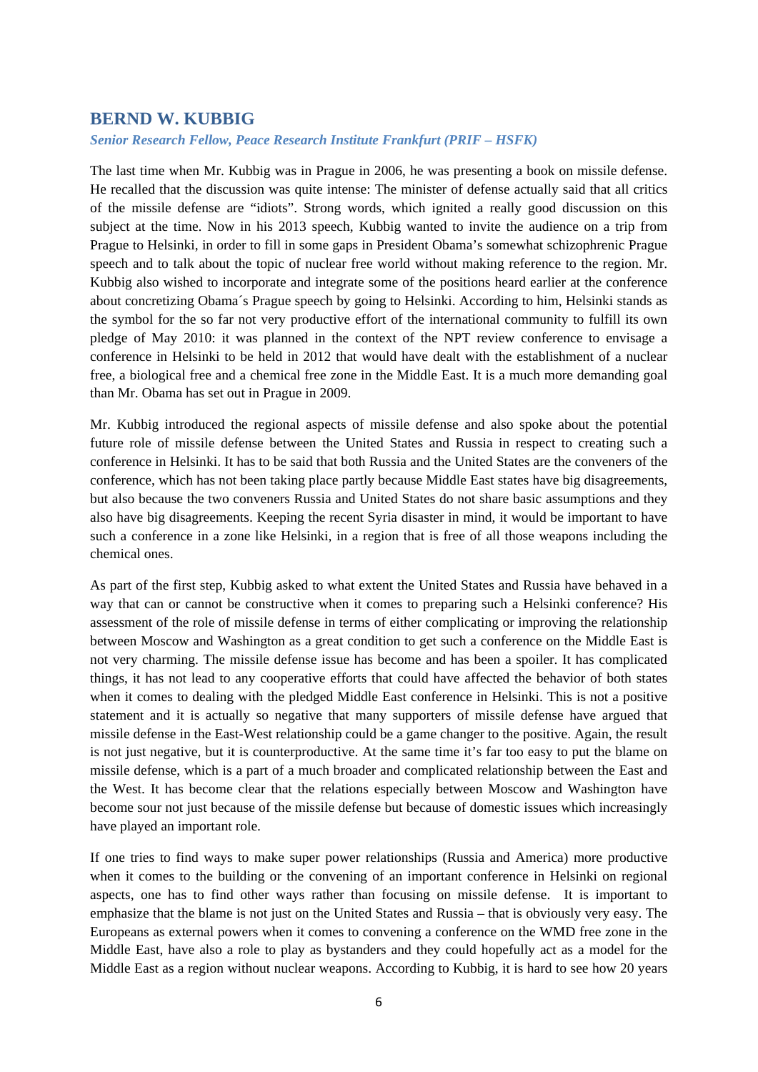## BERND W. KUBBIG

***Senior Research Fellow, Peace Research Institute Frankfurt (PRIF – HSFK)***

The last time when Mr. Kubbig was in Prague in 2006, he was presenting a book on missile defense. He recalled that the discussion was quite intense: The minister of defense actually said that all critics of the missile defense are "idiots". Strong words, which ignited a really good discussion on this subject at the time. Now in his 2013 speech, Kubbig wanted to invite the audience on a trip from Prague to Helsinki, in order to fill in some gaps in President Obama's somewhat schizophrenic Prague speech and to talk about the topic of nuclear free world without making reference to the region. Mr. Kubbig also wished to incorporate and integrate some of the positions heard earlier at the conference about concretizing Obama´s Prague speech by going to Helsinki. According to him, Helsinki stands as the symbol for the so far not very productive effort of the international community to fulfill its own pledge of May 2010: it was planned in the context of the NPT review conference to envisage a conference in Helsinki to be held in 2012 that would have dealt with the establishment of a nuclear free, a biological free and a chemical free zone in the Middle East. It is a much more demanding goal than Mr. Obama has set out in Prague in 2009.

Mr. Kubbig introduced the regional aspects of missile defense and also spoke about the potential future role of missile defense between the United States and Russia in respect to creating such a conference in Helsinki. It has to be said that both Russia and the United States are the conveners of the conference, which has not been taking place partly because Middle East states have big disagreements, but also because the two conveners Russia and United States do not share basic assumptions and they also have big disagreements. Keeping the recent Syria disaster in mind, it would be important to have such a conference in a zone like Helsinki, in a region that is free of all those weapons including the chemical ones.

As part of the first step, Kubbig asked to what extent the United States and Russia have behaved in a way that can or cannot be constructive when it comes to preparing such a Helsinki conference? His assessment of the role of missile defense in terms of either complicating or improving the relationship between Moscow and Washington as a great condition to get such a conference on the Middle East is not very charming. The missile defense issue has become and has been a spoiler. It has complicated things, it has not lead to any cooperative efforts that could have affected the behavior of both states when it comes to dealing with the pledged Middle East conference in Helsinki. This is not a positive statement and it is actually so negative that many supporters of missile defense have argued that missile defense in the East-West relationship could be a game changer to the positive. Again, the result is not just negative, but it is counterproductive. At the same time it's far too easy to put the blame on missile defense, which is a part of a much broader and complicated relationship between the East and the West. It has become clear that the relations especially between Moscow and Washington have become sour not just because of the missile defense but because of domestic issues which increasingly have played an important role.

If one tries to find ways to make super power relationships (Russia and America) more productive when it comes to the building or the convening of an important conference in Helsinki on regional aspects, one has to find other ways rather than focusing on missile defense. It is important to emphasize that the blame is not just on the United States and Russia – that is obviously very easy. The Europeans as external powers when it comes to convening a conference on the WMD free zone in the Middle East, have also a role to play as bystanders and they could hopefully act as a model for the Middle East as a region without nuclear weapons. According to Kubbig, it is hard to see how 20 years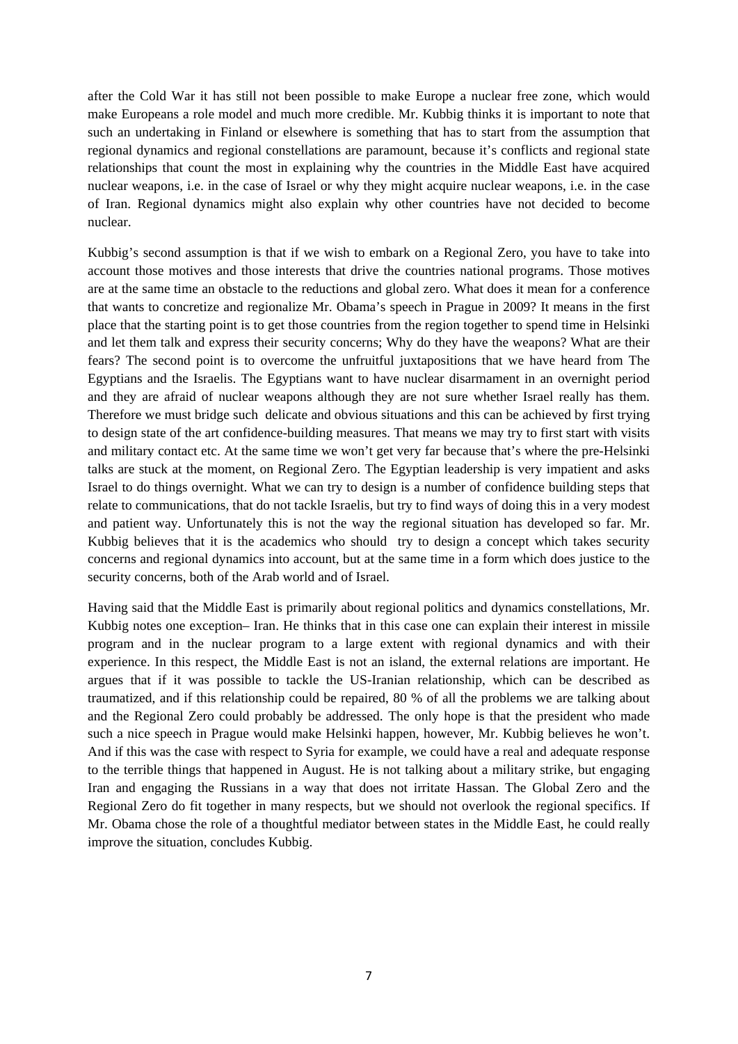after the Cold War it has still not been possible to make Europe a nuclear free zone, which would make Europeans a role model and much more credible. Mr. Kubbig thinks it is important to note that such an undertaking in Finland or elsewhere is something that has to start from the assumption that regional dynamics and regional constellations are paramount, because it's conflicts and regional state relationships that count the most in explaining why the countries in the Middle East have acquired nuclear weapons, i.e. in the case of Israel or why they might acquire nuclear weapons, i.e. in the case of Iran. Regional dynamics might also explain why other countries have not decided to become nuclear.

Kubbig's second assumption is that if we wish to embark on a Regional Zero, you have to take into account those motives and those interests that drive the countries national programs. Those motives are at the same time an obstacle to the reductions and global zero. What does it mean for a conference that wants to concretize and regionalize Mr. Obama's speech in Prague in 2009? It means in the first place that the starting point is to get those countries from the region together to spend time in Helsinki and let them talk and express their security concerns; Why do they have the weapons? What are their fears? The second point is to overcome the unfruitful juxtapositions that we have heard from The Egyptians and the Israelis. The Egyptians want to have nuclear disarmament in an overnight period and they are afraid of nuclear weapons although they are not sure whether Israel really has them. Therefore we must bridge such delicate and obvious situations and this can be achieved by first trying to design state of the art confidence-building measures. That means we may try to first start with visits and military contact etc. At the same time we won't get very far because that's where the pre-Helsinki talks are stuck at the moment, on Regional Zero. The Egyptian leadership is very impatient and asks Israel to do things overnight. What we can try to design is a number of confidence building steps that relate to communications, that do not tackle Israelis, but try to find ways of doing this in a very modest and patient way. Unfortunately this is not the way the regional situation has developed so far. Mr. Kubbig believes that it is the academics who should try to design a concept which takes security concerns and regional dynamics into account, but at the same time in a form which does justice to the security concerns, both of the Arab world and of Israel.

Having said that the Middle East is primarily about regional politics and dynamics constellations, Mr. Kubbig notes one exception– Iran. He thinks that in this case one can explain their interest in missile program and in the nuclear program to a large extent with regional dynamics and with their experience. In this respect, the Middle East is not an island, the external relations are important. He argues that if it was possible to tackle the US-Iranian relationship, which can be described as traumatized, and if this relationship could be repaired, 80 % of all the problems we are talking about and the Regional Zero could probably be addressed. The only hope is that the president who made such a nice speech in Prague would make Helsinki happen, however, Mr. Kubbig believes he won't. And if this was the case with respect to Syria for example, we could have a real and adequate response to the terrible things that happened in August. He is not talking about a military strike, but engaging Iran and engaging the Russians in a way that does not irritate Hassan. The Global Zero and the Regional Zero do fit together in many respects, but we should not overlook the regional specifics. If Mr. Obama chose the role of a thoughtful mediator between states in the Middle East, he could really improve the situation, concludes Kubbig.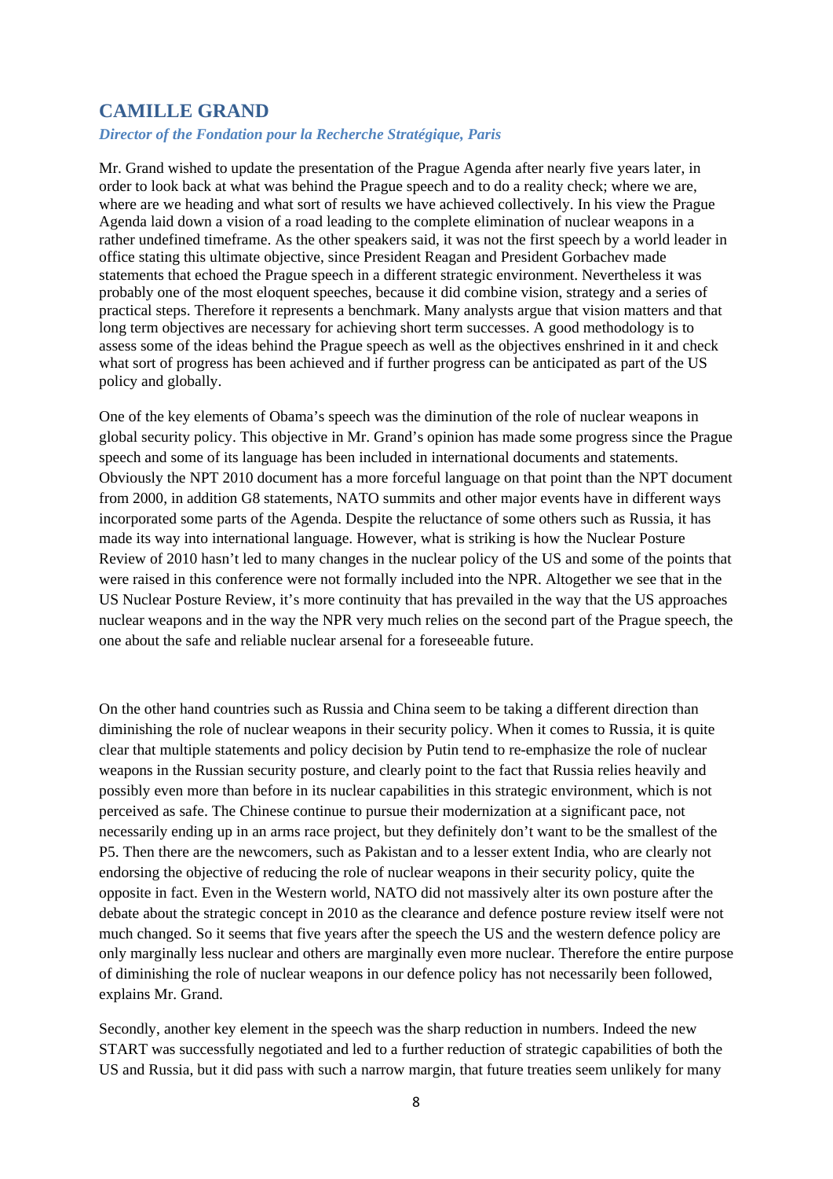## CAMILLE GRAND

*Director of the Fondation pour la Recherche Stratégique, Paris*

Mr. Grand wished to update the presentation of the Prague Agenda after nearly five years later, in order to look back at what was behind the Prague speech and to do a reality check; where we are, where are we heading and what sort of results we have achieved collectively. In his view the Prague Agenda laid down a vision of a road leading to the complete elimination of nuclear weapons in a rather undefined timeframe. As the other speakers said, it was not the first speech by a world leader in office stating this ultimate objective, since President Reagan and President Gorbachev made statements that echoed the Prague speech in a different strategic environment. Nevertheless it was probably one of the most eloquent speeches, because it did combine vision, strategy and a series of practical steps. Therefore it represents a benchmark. Many analysts argue that vision matters and that long term objectives are necessary for achieving short term successes. A good methodology is to assess some of the ideas behind the Prague speech as well as the objectives enshrined in it and check what sort of progress has been achieved and if further progress can be anticipated as part of the US policy and globally.

One of the key elements of Obama's speech was the diminution of the role of nuclear weapons in global security policy. This objective in Mr. Grand's opinion has made some progress since the Prague speech and some of its language has been included in international documents and statements. Obviously the NPT 2010 document has a more forceful language on that point than the NPT document from 2000, in addition G8 statements, NATO summits and other major events have in different ways incorporated some parts of the Agenda. Despite the reluctance of some others such as Russia, it has made its way into international language. However, what is striking is how the Nuclear Posture Review of 2010 hasn't led to many changes in the nuclear policy of the US and some of the points that were raised in this conference were not formally included into the NPR. Altogether we see that in the US Nuclear Posture Review, it's more continuity that has prevailed in the way that the US approaches nuclear weapons and in the way the NPR very much relies on the second part of the Prague speech, the one about the safe and reliable nuclear arsenal for a foreseeable future.

On the other hand countries such as Russia and China seem to be taking a different direction than diminishing the role of nuclear weapons in their security policy. When it comes to Russia, it is quite clear that multiple statements and policy decision by Putin tend to re-emphasize the role of nuclear weapons in the Russian security posture, and clearly point to the fact that Russia relies heavily and possibly even more than before in its nuclear capabilities in this strategic environment, which is not perceived as safe. The Chinese continue to pursue their modernization at a significant pace, not necessarily ending up in an arms race project, but they definitely don't want to be the smallest of the P5. Then there are the newcomers, such as Pakistan and to a lesser extent India, who are clearly not endorsing the objective of reducing the role of nuclear weapons in their security policy, quite the opposite in fact. Even in the Western world, NATO did not massively alter its own posture after the debate about the strategic concept in 2010 as the clearance and defence posture review itself were not much changed. So it seems that five years after the speech the US and the western defence policy are only marginally less nuclear and others are marginally even more nuclear. Therefore the entire purpose of diminishing the role of nuclear weapons in our defence policy has not necessarily been followed, explains Mr. Grand.

Secondly, another key element in the speech was the sharp reduction in numbers. Indeed the new START was successfully negotiated and led to a further reduction of strategic capabilities of both the US and Russia, but it did pass with such a narrow margin, that future treaties seem unlikely for many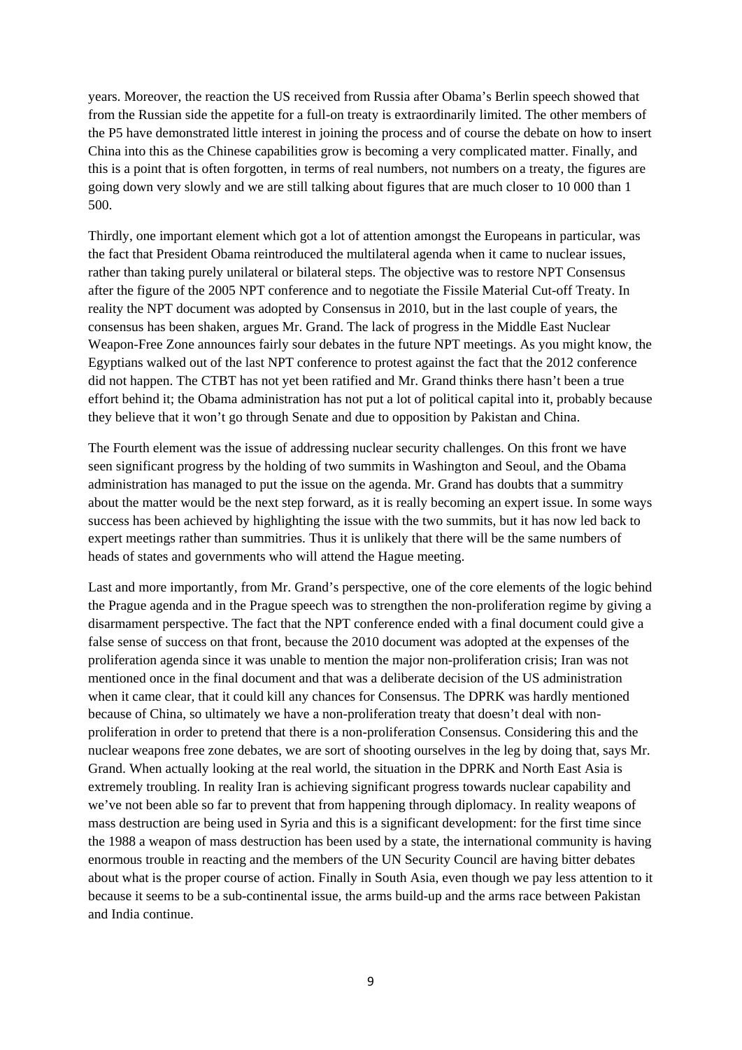years. Moreover, the reaction the US received from Russia after Obama's Berlin speech showed that from the Russian side the appetite for a full-on treaty is extraordinarily limited. The other members of the P5 have demonstrated little interest in joining the process and of course the debate on how to insert China into this as the Chinese capabilities grow is becoming a very complicated matter. Finally, and this is a point that is often forgotten, in terms of real numbers, not numbers on a treaty, the figures are going down very slowly and we are still talking about figures that are much closer to 10 000 than 1 500.

Thirdly, one important element which got a lot of attention amongst the Europeans in particular, was the fact that President Obama reintroduced the multilateral agenda when it came to nuclear issues, rather than taking purely unilateral or bilateral steps. The objective was to restore NPT Consensus after the figure of the 2005 NPT conference and to negotiate the Fissile Material Cut-off Treaty. In reality the NPT document was adopted by Consensus in 2010, but in the last couple of years, the consensus has been shaken, argues Mr. Grand. The lack of progress in the Middle East Nuclear Weapon-Free Zone announces fairly sour debates in the future NPT meetings. As you might know, the Egyptians walked out of the last NPT conference to protest against the fact that the 2012 conference did not happen. The CTBT has not yet been ratified and Mr. Grand thinks there hasn't been a true effort behind it; the Obama administration has not put a lot of political capital into it, probably because they believe that it won't go through Senate and due to opposition by Pakistan and China.

The Fourth element was the issue of addressing nuclear security challenges. On this front we have seen significant progress by the holding of two summits in Washington and Seoul, and the Obama administration has managed to put the issue on the agenda. Mr. Grand has doubts that a summitry about the matter would be the next step forward, as it is really becoming an expert issue. In some ways success has been achieved by highlighting the issue with the two summits, but it has now led back to expert meetings rather than summitries. Thus it is unlikely that there will be the same numbers of heads of states and governments who will attend the Hague meeting.

Last and more importantly, from Mr. Grand's perspective, one of the core elements of the logic behind the Prague agenda and in the Prague speech was to strengthen the non-proliferation regime by giving a disarmament perspective. The fact that the NPT conference ended with a final document could give a false sense of success on that front, because the 2010 document was adopted at the expenses of the proliferation agenda since it was unable to mention the major non-proliferation crisis; Iran was not mentioned once in the final document and that was a deliberate decision of the US administration when it came clear, that it could kill any chances for Consensus. The DPRK was hardly mentioned because of China, so ultimately we have a non-proliferation treaty that doesn't deal with non-proliferation in order to pretend that there is a non-proliferation Consensus. Considering this and the nuclear weapons free zone debates, we are sort of shooting ourselves in the leg by doing that, says Mr. Grand. When actually looking at the real world, the situation in the DPRK and North East Asia is extremely troubling. In reality Iran is achieving significant progress towards nuclear capability and we've not been able so far to prevent that from happening through diplomacy. In reality weapons of mass destruction are being used in Syria and this is a significant development: for the first time since the 1988 a weapon of mass destruction has been used by a state, the international community is having enormous trouble in reacting and the members of the UN Security Council are having bitter debates about what is the proper course of action. Finally in South Asia, even though we pay less attention to it because it seems to be a sub-continental issue, the arms build-up and the arms race between Pakistan and India continue.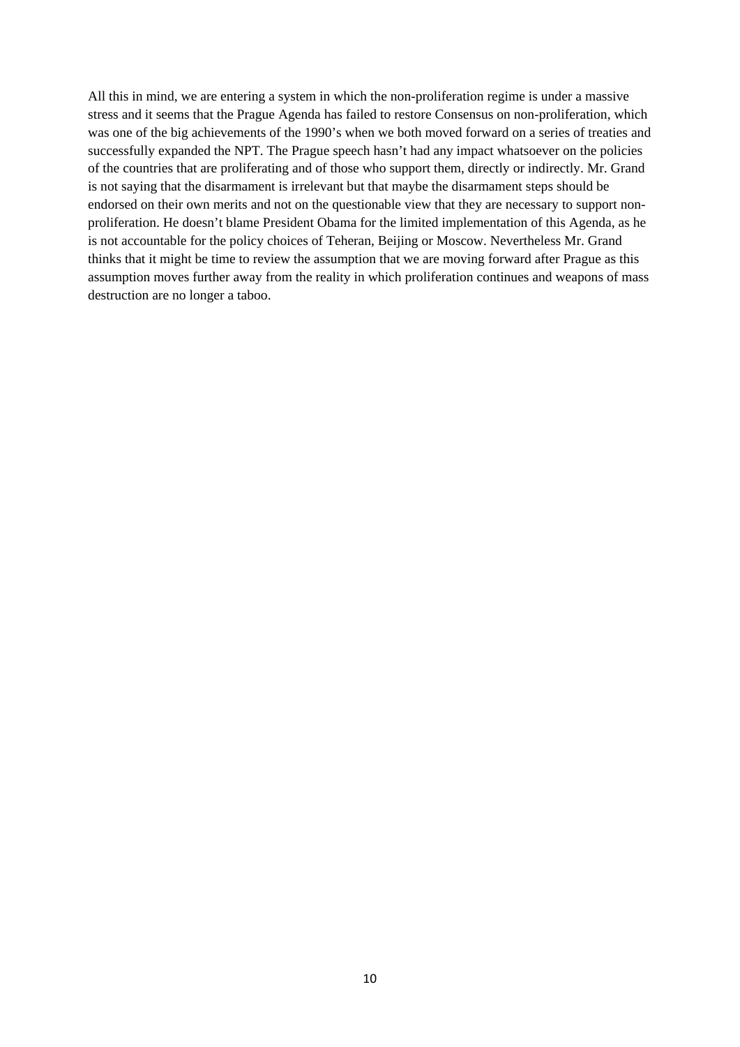All this in mind, we are entering a system in which the non-proliferation regime is under a massive stress and it seems that the Prague Agenda has failed to restore Consensus on non-proliferation, which was one of the big achievements of the 1990's when we both moved forward on a series of treaties and successfully expanded the NPT. The Prague speech hasn't had any impact whatsoever on the policies of the countries that are proliferating and of those who support them, directly or indirectly. Mr. Grand is not saying that the disarmament is irrelevant but that maybe the disarmament steps should be endorsed on their own merits and not on the questionable view that they are necessary to support non-proliferation. He doesn't blame President Obama for the limited implementation of this Agenda, as he is not accountable for the policy choices of Teheran, Beijing or Moscow. Nevertheless Mr. Grand thinks that it might be time to review the assumption that we are moving forward after Prague as this assumption moves further away from the reality in which proliferation continues and weapons of mass destruction are no longer a taboo.